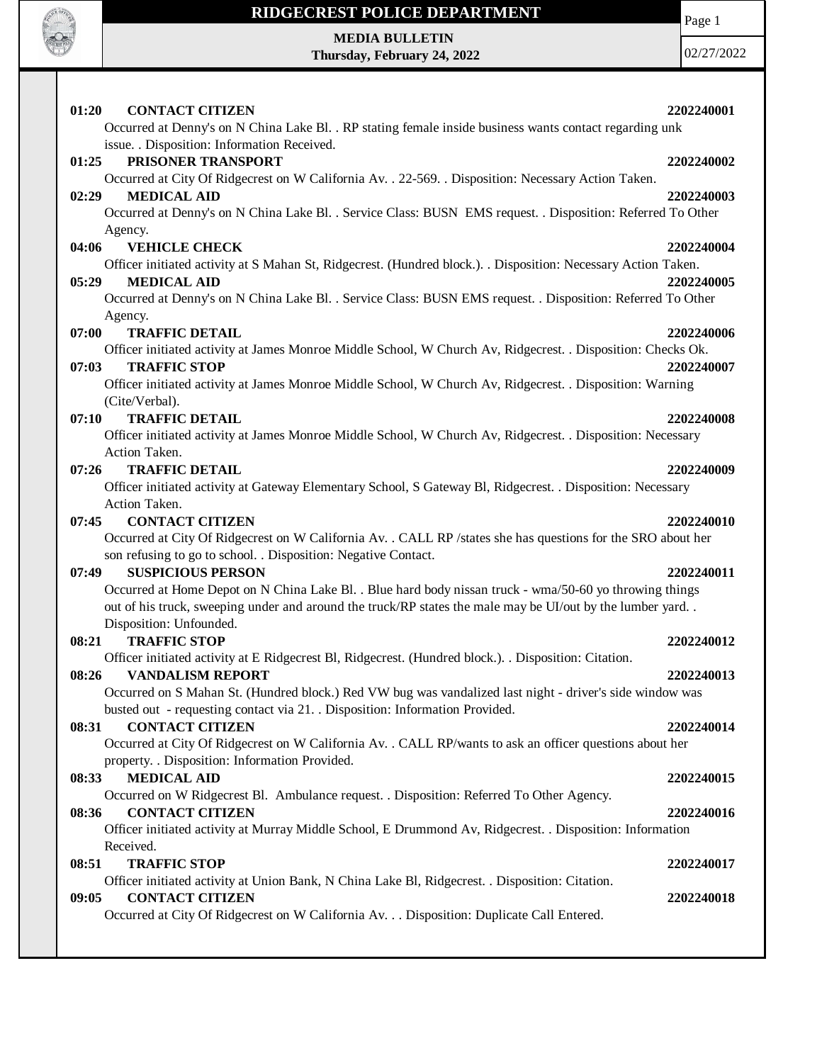# RIDGECREST POLICE DEPARTMENT

**MEDIA BULLETIN**
**Thursday, February 24, 2022**

02/27/2022

**01:20 CONTACT CITIZEN** **2202240001**
Occurred at Denny's on N China Lake Bl. . RP stating female inside business wants contact regarding unk issue. . Disposition: Information Received.

**01:25 PRISONER TRANSPORT** **2202240002**
Occurred at City Of Ridgecrest on W California Av. . 22-569. . Disposition: Necessary Action Taken.

**02:29 MEDICAL AID** **2202240003**
Occurred at Denny's on N China Lake Bl. . Service Class: BUSN EMS request. . Disposition: Referred To Other Agency.

**04:06 VEHICLE CHECK** **2202240004**
Officer initiated activity at S Mahan St, Ridgecrest. (Hundred block.). . Disposition: Necessary Action Taken.

**05:29 MEDICAL AID** **2202240005**
Occurred at Denny's on N China Lake Bl. . Service Class: BUSN EMS request. . Disposition: Referred To Other Agency.

**07:00 TRAFFIC DETAIL** **2202240006**
Officer initiated activity at James Monroe Middle School, W Church Av, Ridgecrest. . Disposition: Checks Ok.

**07:03 TRAFFIC STOP** **2202240007**
Officer initiated activity at James Monroe Middle School, W Church Av, Ridgecrest. . Disposition: Warning (Cite/Verbal).

**07:10 TRAFFIC DETAIL** **2202240008**
Officer initiated activity at James Monroe Middle School, W Church Av, Ridgecrest. . Disposition: Necessary Action Taken.

**07:26 TRAFFIC DETAIL** **2202240009**
Officer initiated activity at Gateway Elementary School, S Gateway Bl, Ridgecrest. . Disposition: Necessary Action Taken.

**07:45 CONTACT CITIZEN** **2202240010**
Occurred at City Of Ridgecrest on W California Av. . CALL RP /states she has questions for the SRO about her son refusing to go to school. . Disposition: Negative Contact.

**07:49 SUSPICIOUS PERSON** **2202240011**
Occurred at Home Depot on N China Lake Bl. . Blue hard body nissan truck - wma/50-60 yo throwing things out of his truck, sweeping under and around the truck/RP states the male may be UI/out by the lumber yard. . Disposition: Unfounded.

**08:21 TRAFFIC STOP** **2202240012**
Officer initiated activity at E Ridgecrest Bl, Ridgecrest. (Hundred block.). . Disposition: Citation.

**08:26 VANDALISM REPORT** **2202240013**
Occurred on S Mahan St. (Hundred block.) Red VW bug was vandalized last night - driver's side window was busted out - requesting contact via 21. . Disposition: Information Provided.

**08:31 CONTACT CITIZEN** **2202240014**
Occurred at City Of Ridgecrest on W California Av. . CALL RP/wants to ask an officer questions about her property. . Disposition: Information Provided.

**08:33 MEDICAL AID** **2202240015**
Occurred on W Ridgecrest Bl. Ambulance request. . Disposition: Referred To Other Agency.

**08:36 CONTACT CITIZEN** **2202240016**
Officer initiated activity at Murray Middle School, E Drummond Av, Ridgecrest. . Disposition: Information Received.

**08:51 TRAFFIC STOP** **2202240017**
Officer initiated activity at Union Bank, N China Lake Bl, Ridgecrest. . Disposition: Citation.

**09:05 CONTACT CITIZEN** **2202240018**
Occurred at City Of Ridgecrest on W California Av. . . Disposition: Duplicate Call Entered.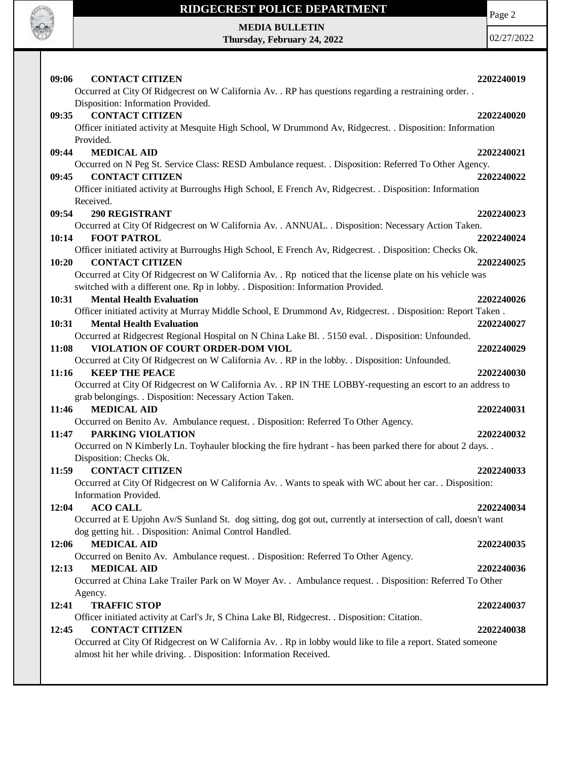**09:06 CONTACT CITIZEN** **2202240019**

Occurred at City Of Ridgecrest on W California Av. . RP has questions regarding a restraining order. . Disposition: Information Provided.

**09:35 CONTACT CITIZEN** **2202240020**

Officer initiated activity at Mesquite High School, W Drummond Av, Ridgecrest. . Disposition: Information Provided.

**09:44 MEDICAL AID** **2202240021**

Occurred on N Peg St. Service Class: RESD Ambulance request. . Disposition: Referred To Other Agency.

**09:45 CONTACT CITIZEN** **2202240022**

Officer initiated activity at Burroughs High School, E French Av, Ridgecrest. . Disposition: Information Received.

**09:54 290 REGISTRANT** **2202240023**

Occurred at City Of Ridgecrest on W California Av. . ANNUAL. . Disposition: Necessary Action Taken.

**10:14 FOOT PATROL** **2202240024**

Officer initiated activity at Burroughs High School, E French Av, Ridgecrest. . Disposition: Checks Ok.

**10:20 CONTACT CITIZEN** **2202240025**

Occurred at City Of Ridgecrest on W California Av. . Rp noticed that the license plate on his vehicle was switched with a different one. Rp in lobby. . Disposition: Information Provided.

**10:31 Mental Health Evaluation** **2202240026**

Officer initiated activity at Murray Middle School, E Drummond Av, Ridgecrest. . Disposition: Report Taken .

**10:31 Mental Health Evaluation** **2202240027**

Occurred at Ridgecrest Regional Hospital on N China Lake Bl. . 5150 eval. . Disposition: Unfounded.

**11:08 VIOLATION OF COURT ORDER-DOM VIOL** **2202240029**

Occurred at City Of Ridgecrest on W California Av. . RP in the lobby. . Disposition: Unfounded.

**11:16 KEEP THE PEACE** **2202240030**

Occurred at City Of Ridgecrest on W California Av. . RP IN THE LOBBY-requesting an escort to an address to grab belongings. . Disposition: Necessary Action Taken.

**11:46 MEDICAL AID** **2202240031**

Occurred on Benito Av. Ambulance request. . Disposition: Referred To Other Agency.

**11:47 PARKING VIOLATION** **2202240032**

Occurred on N Kimberly Ln. Toyhauler blocking the fire hydrant - has been parked there for about 2 days. . Disposition: Checks Ok.

**11:59 CONTACT CITIZEN** **2202240033**

Occurred at City Of Ridgecrest on W California Av. . Wants to speak with WC about her car. . Disposition: Information Provided.

**12:04 ACO CALL** **2202240034**

Occurred at E Upjohn Av/S Sunland St. dog sitting, dog got out, currently at intersection of call, doesn't want dog getting hit. . Disposition: Animal Control Handled.

**12:06 MEDICAL AID** **2202240035**

Occurred on Benito Av. Ambulance request. . Disposition: Referred To Other Agency.

**12:13 MEDICAL AID** **2202240036**

Occurred at China Lake Trailer Park on W Moyer Av. . Ambulance request. . Disposition: Referred To Other Agency.

**12:41 TRAFFIC STOP** **2202240037**

Officer initiated activity at Carl's Jr, S China Lake Bl, Ridgecrest. . Disposition: Citation.

**12:45 CONTACT CITIZEN** **2202240038**

Occurred at City Of Ridgecrest on W California Av. . Rp in lobby would like to file a report. Stated someone almost hit her while driving. . Disposition: Information Received.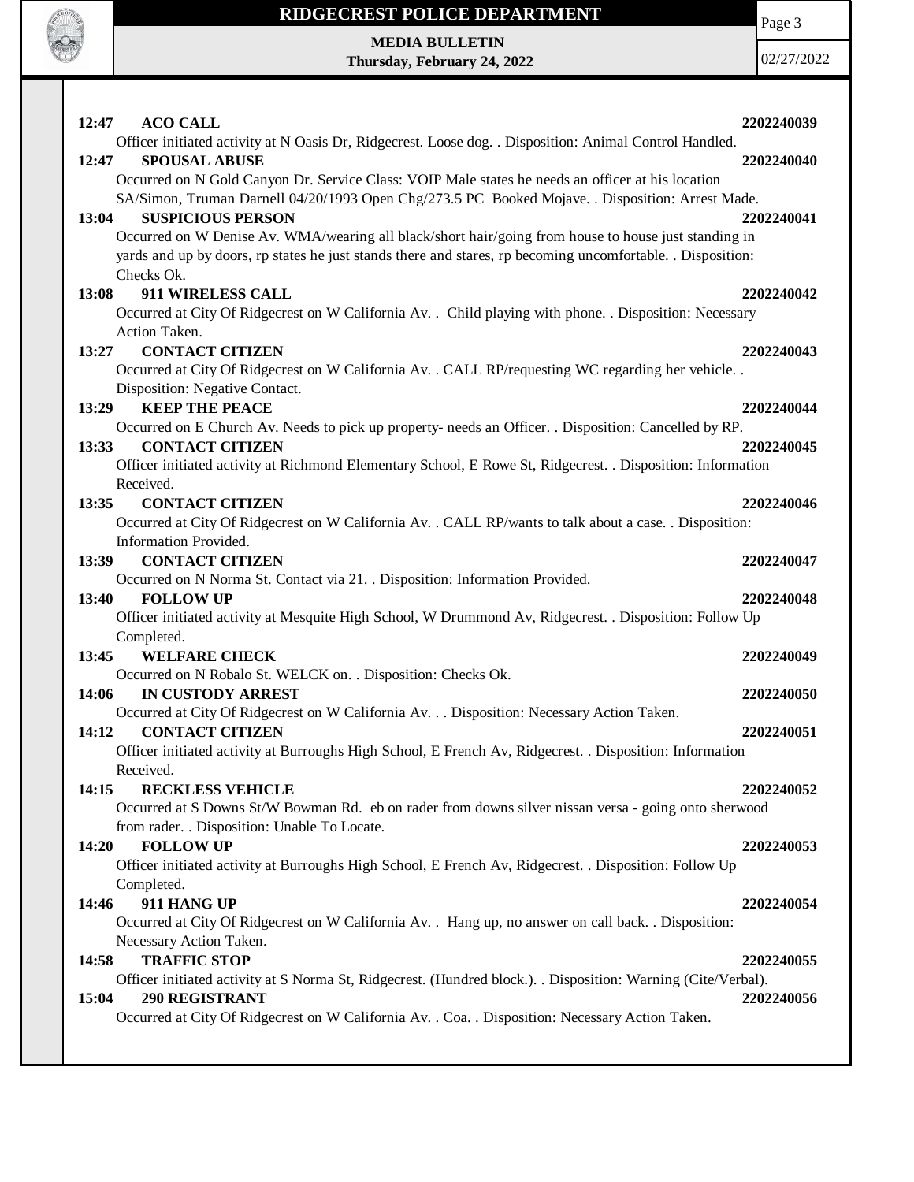**12:47 ACO CALL** **2202240039**

Officer initiated activity at N Oasis Dr, Ridgecrest. Loose dog. . Disposition: Animal Control Handled.

**12:47 SPOUSAL ABUSE** **2202240040**

Occurred on N Gold Canyon Dr. Service Class: VOIP Male states he needs an officer at his location SA/Simon, Truman Darnell 04/20/1993 Open Chg/273.5 PC Booked Mojave. . Disposition: Arrest Made.

**13:04 SUSPICIOUS PERSON** **2202240041**

Occurred on W Denise Av. WMA/wearing all black/short hair/going from house to house just standing in yards and up by doors, rp states he just stands there and stares, rp becoming uncomfortable. . Disposition: Checks Ok.

**13:08 911 WIRELESS CALL** **2202240042**

Occurred at City Of Ridgecrest on W California Av. . Child playing with phone. . Disposition: Necessary Action Taken.

**13:27 CONTACT CITIZEN** **2202240043**

Occurred at City Of Ridgecrest on W California Av. . CALL RP/requesting WC regarding her vehicle. . Disposition: Negative Contact.

**13:29 KEEP THE PEACE** **2202240044**

Occurred on E Church Av. Needs to pick up property- needs an Officer. . Disposition: Cancelled by RP.

**13:33 CONTACT CITIZEN** **2202240045**

Officer initiated activity at Richmond Elementary School, E Rowe St, Ridgecrest. . Disposition: Information Received.

**13:35 CONTACT CITIZEN** **2202240046**

Occurred at City Of Ridgecrest on W California Av. . CALL RP/wants to talk about a case. . Disposition: Information Provided.

**13:39 CONTACT CITIZEN** **2202240047**

Occurred on N Norma St. Contact via 21. . Disposition: Information Provided.

**13:40 FOLLOW UP** **2202240048**

Officer initiated activity at Mesquite High School, W Drummond Av, Ridgecrest. . Disposition: Follow Up Completed.

**13:45 WELFARE CHECK** **2202240049**

Occurred on N Robalo St. WELCK on. . Disposition: Checks Ok.

**14:06 IN CUSTODY ARREST** **2202240050**

Occurred at City Of Ridgecrest on W California Av. . . Disposition: Necessary Action Taken.

**14:12 CONTACT CITIZEN** **2202240051**

Officer initiated activity at Burroughs High School, E French Av, Ridgecrest. . Disposition: Information Received.

**14:15 RECKLESS VEHICLE** **2202240052**

Occurred at S Downs St/W Bowman Rd. eb on rader from downs silver nissan versa - going onto sherwood from rader. . Disposition: Unable To Locate.

**14:20 FOLLOW UP** **2202240053**

Officer initiated activity at Burroughs High School, E French Av, Ridgecrest. . Disposition: Follow Up Completed.

**14:46 911 HANG UP** **2202240054**

Occurred at City Of Ridgecrest on W California Av. . Hang up, no answer on call back. . Disposition: Necessary Action Taken.

**14:58 TRAFFIC STOP** **2202240055**

Officer initiated activity at S Norma St, Ridgecrest. (Hundred block.). . Disposition: Warning (Cite/Verbal).

**15:04 290 REGISTRANT** **2202240056**

Occurred at City Of Ridgecrest on W California Av. . Coa. . Disposition: Necessary Action Taken.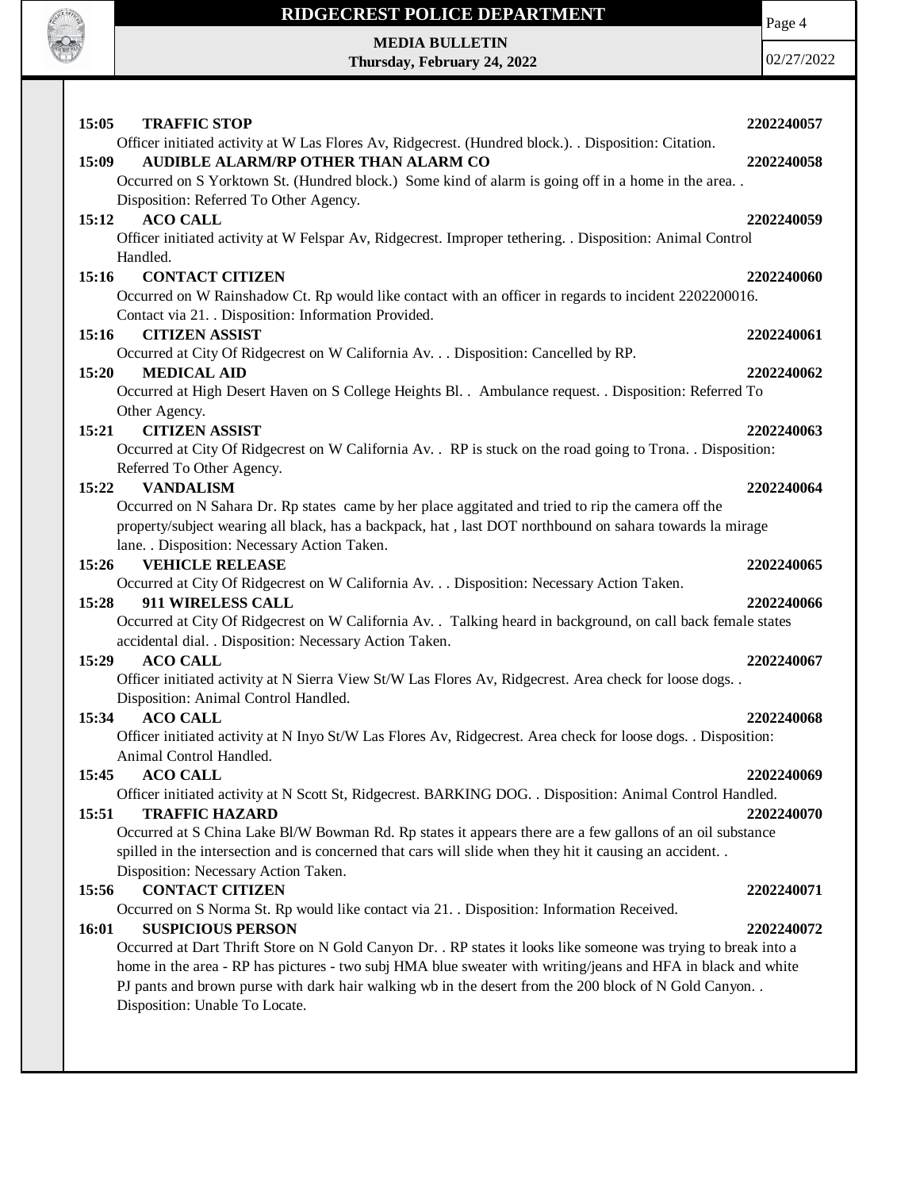**15:05 TRAFFIC STOP** **2202240057**

Officer initiated activity at W Las Flores Av, Ridgecrest. (Hundred block.). . Disposition: Citation.

**15:09 AUDIBLE ALARM/RP OTHER THAN ALARM CO** **2202240058**

Occurred on S Yorktown St. (Hundred block.) Some kind of alarm is going off in a home in the area. . Disposition: Referred To Other Agency.

**15:12 ACO CALL** **2202240059**

Officer initiated activity at W Felspar Av, Ridgecrest. Improper tethering. . Disposition: Animal Control Handled.

**15:16 CONTACT CITIZEN** **2202240060**

Occurred on W Rainshadow Ct. Rp would like contact with an officer in regards to incident 2202200016. Contact via 21. . Disposition: Information Provided.

**15:16 CITIZEN ASSIST** **2202240061**

Occurred at City Of Ridgecrest on W California Av. . . Disposition: Cancelled by RP.

**15:20 MEDICAL AID** **2202240062**

Occurred at High Desert Haven on S College Heights Bl. . Ambulance request. . Disposition: Referred To Other Agency.

**15:21 CITIZEN ASSIST** **2202240063**

Occurred at City Of Ridgecrest on W California Av. . RP is stuck on the road going to Trona. . Disposition: Referred To Other Agency.

**15:22 VANDALISM** **2202240064**

Occurred on N Sahara Dr. Rp states came by her place aggitated and tried to rip the camera off the property/subject wearing all black, has a backpack, hat , last DOT northbound on sahara towards la mirage lane. . Disposition: Necessary Action Taken.

**15:26 VEHICLE RELEASE** **2202240065**

Occurred at City Of Ridgecrest on W California Av. . . Disposition: Necessary Action Taken.

**15:28 911 WIRELESS CALL** **2202240066**

Occurred at City Of Ridgecrest on W California Av. . Talking heard in background, on call back female states accidental dial. . Disposition: Necessary Action Taken.

**15:29 ACO CALL** **2202240067**

Officer initiated activity at N Sierra View St/W Las Flores Av, Ridgecrest. Area check for loose dogs. . Disposition: Animal Control Handled.

**15:34 ACO CALL** **2202240068**

Officer initiated activity at N Inyo St/W Las Flores Av, Ridgecrest. Area check for loose dogs. . Disposition: Animal Control Handled.

**15:45 ACO CALL** **2202240069**

Officer initiated activity at N Scott St, Ridgecrest. BARKING DOG. . Disposition: Animal Control Handled.

**15:51 TRAFFIC HAZARD** **2202240070**

Occurred at S China Lake Bl/W Bowman Rd. Rp states it appears there are a few gallons of an oil substance spilled in the intersection and is concerned that cars will slide when they hit it causing an accident. . Disposition: Necessary Action Taken.

**15:56 CONTACT CITIZEN** **2202240071**

Occurred on S Norma St. Rp would like contact via 21. . Disposition: Information Received.

**16:01 SUSPICIOUS PERSON** **2202240072**

Occurred at Dart Thrift Store on N Gold Canyon Dr. . RP states it looks like someone was trying to break into a home in the area - RP has pictures - two subj HMA blue sweater with writing/jeans and HFA in black and white PJ pants and brown purse with dark hair walking wb in the desert from the 200 block of N Gold Canyon. . Disposition: Unable To Locate.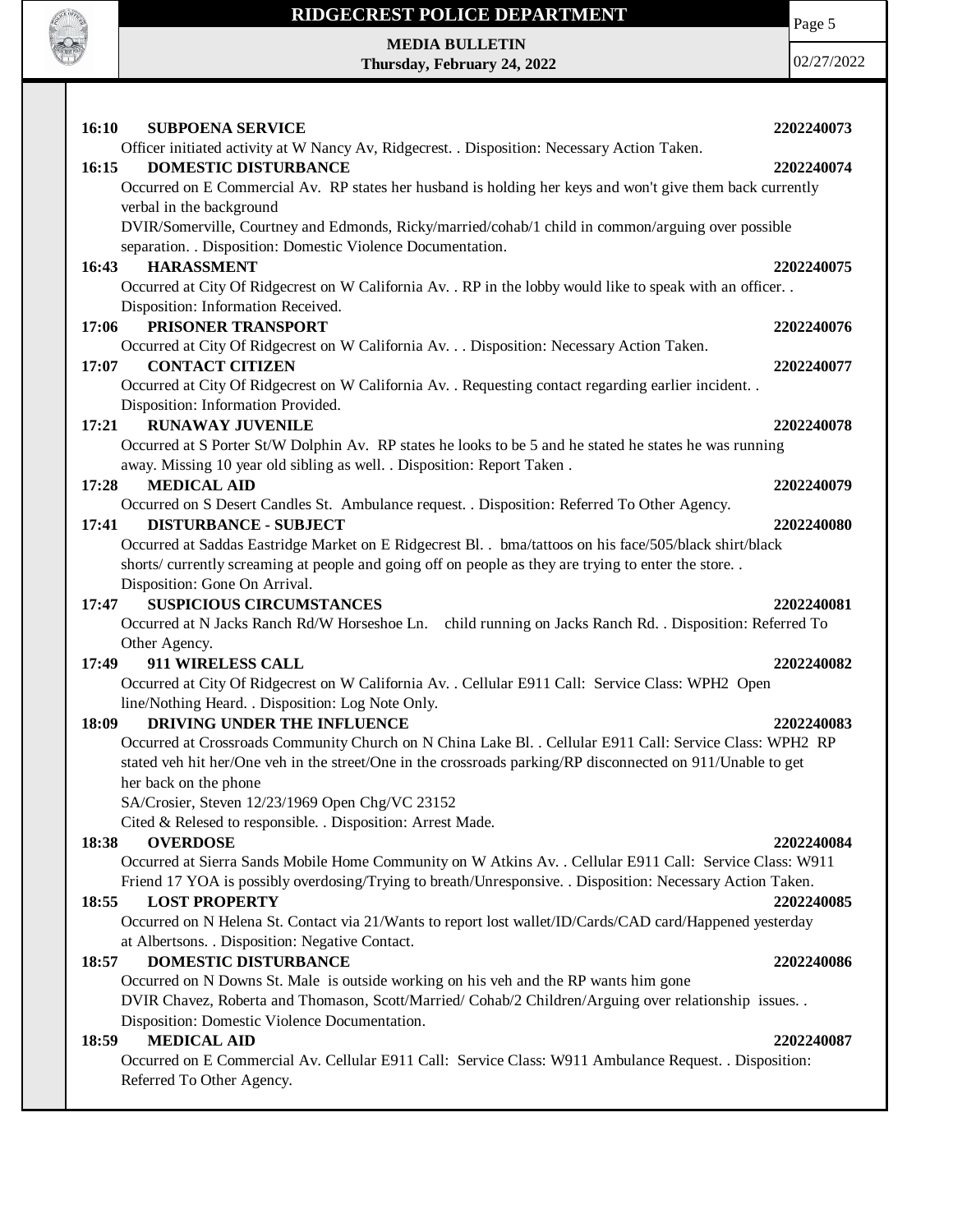**16:10 SUBPOENA SERVICE** **2202240073**

Officer initiated activity at W Nancy Av, Ridgecrest. . Disposition: Necessary Action Taken.

**16:15 DOMESTIC DISTURBANCE** **2202240074**

Occurred on E Commercial Av. RP states her husband is holding her keys and won't give them back currently verbal in the background

DVIR/Somerville, Courtney and Edmonds, Ricky/married/cohab/1 child in common/arguing over possible separation. . Disposition: Domestic Violence Documentation.

**16:43 HARASSMENT** **2202240075**

Occurred at City Of Ridgecrest on W California Av. . RP in the lobby would like to speak with an officer. . Disposition: Information Received.

**17:06 PRISONER TRANSPORT** **2202240076**

Occurred at City Of Ridgecrest on W California Av. . . Disposition: Necessary Action Taken.

**17:07 CONTACT CITIZEN** **2202240077**

Occurred at City Of Ridgecrest on W California Av. . Requesting contact regarding earlier incident. . Disposition: Information Provided.

**17:21 RUNAWAY JUVENILE** **2202240078**

Occurred at S Porter St/W Dolphin Av. RP states he looks to be 5 and he stated he states he was running away. Missing 10 year old sibling as well. . Disposition: Report Taken .

**17:28 MEDICAL AID** **2202240079**

Occurred on S Desert Candles St. Ambulance request. . Disposition: Referred To Other Agency.

**17:41 DISTURBANCE - SUBJECT** **2202240080**

Occurred at Saddas Eastridge Market on E Ridgecrest Bl. . bma/tattoos on his face/505/black shirt/black shorts/ currently screaming at people and going off on people as they are trying to enter the store. . Disposition: Gone On Arrival.

**17:47 SUSPICIOUS CIRCUMSTANCES** **2202240081**

Occurred at N Jacks Ranch Rd/W Horseshoe Ln. child running on Jacks Ranch Rd. . Disposition: Referred To Other Agency.

**17:49 911 WIRELESS CALL** **2202240082**

Occurred at City Of Ridgecrest on W California Av. . Cellular E911 Call: Service Class: WPH2 Open line/Nothing Heard. . Disposition: Log Note Only.

**18:09 DRIVING UNDER THE INFLUENCE** **2202240083**

Occurred at Crossroads Community Church on N China Lake Bl. . Cellular E911 Call: Service Class: WPH2 RP stated veh hit her/One veh in the street/One in the crossroads parking/RP disconnected on 911/Unable to get her back on the phone

SA/Crosier, Steven 12/23/1969 Open Chg/VC 23152

Cited & Relesed to responsible. . Disposition: Arrest Made.

**18:38 OVERDOSE** **2202240084**

Occurred at Sierra Sands Mobile Home Community on W Atkins Av. . Cellular E911 Call: Service Class: W911 Friend 17 YOA is possibly overdosing/Trying to breath/Unresponsive. . Disposition: Necessary Action Taken.

**18:55 LOST PROPERTY** **2202240085**

Occurred on N Helena St. Contact via 21/Wants to report lost wallet/ID/Cards/CAD card/Happened yesterday at Albertsons. . Disposition: Negative Contact.

**18:57 DOMESTIC DISTURBANCE** **2202240086**

Occurred on N Downs St. Male is outside working on his veh and the RP wants him gone

DVIR Chavez, Roberta and Thomason, Scott/Married/ Cohab/2 Children/Arguing over relationship issues. . Disposition: Domestic Violence Documentation.

**18:59 MEDICAL AID** **2202240087**

Occurred on E Commercial Av. Cellular E911 Call: Service Class: W911 Ambulance Request. . Disposition: Referred To Other Agency.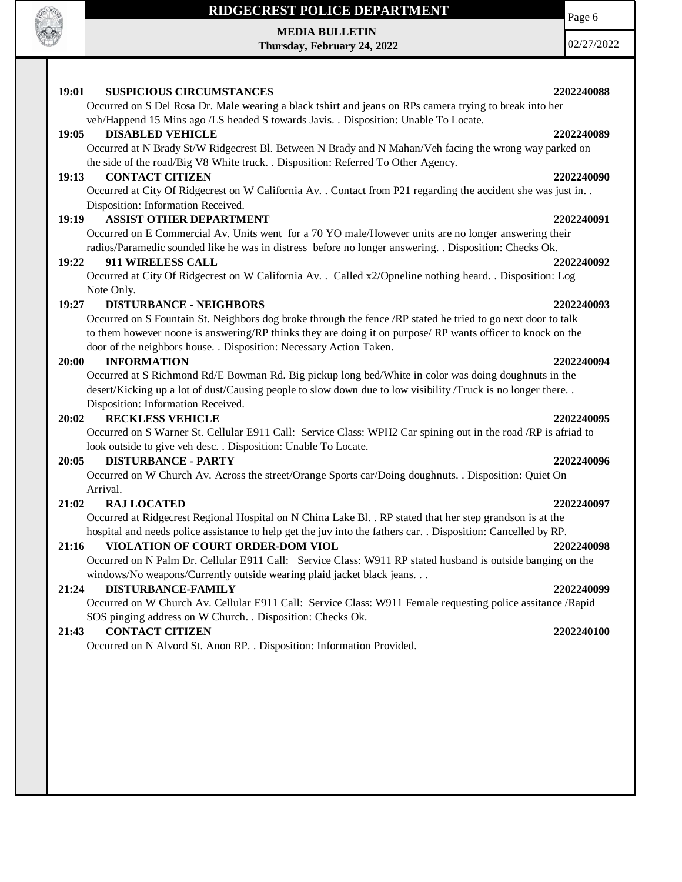**19:01 SUSPICIOUS CIRCUMSTANCES 2202240088**

Occurred on S Del Rosa Dr. Male wearing a black tshirt and jeans on RPs camera trying to break into her veh/Happend 15 Mins ago /LS headed S towards Javis. . Disposition: Unable To Locate.

**19:05 DISABLED VEHICLE 2202240089**

Occurred at N Brady St/W Ridgecrest Bl. Between N Brady and N Mahan/Veh facing the wrong way parked on the side of the road/Big V8 White truck. . Disposition: Referred To Other Agency.

**19:13 CONTACT CITIZEN 2202240090**

Occurred at City Of Ridgecrest on W California Av. . Contact from P21 regarding the accident she was just in. . Disposition: Information Received.

**19:19 ASSIST OTHER DEPARTMENT 2202240091**

Occurred on E Commercial Av. Units went for a 70 YO male/However units are no longer answering their radios/Paramedic sounded like he was in distress before no longer answering. . Disposition: Checks Ok.

**19:22 911 WIRELESS CALL 2202240092**

Occurred at City Of Ridgecrest on W California Av. . Called x2/Opneline nothing heard. . Disposition: Log Note Only.

**19:27 DISTURBANCE - NEIGHBORS 2202240093**

Occurred on S Fountain St. Neighbors dog broke through the fence /RP stated he tried to go next door to talk to them however noone is answering/RP thinks they are doing it on purpose/ RP wants officer to knock on the door of the neighbors house. . Disposition: Necessary Action Taken.

**20:00 INFORMATION 2202240094**

Occurred at S Richmond Rd/E Bowman Rd. Big pickup long bed/White in color was doing doughnuts in the desert/Kicking up a lot of dust/Causing people to slow down due to low visibility /Truck is no longer there. . Disposition: Information Received.

**20:02 RECKLESS VEHICLE 2202240095**

Occurred on S Warner St. Cellular E911 Call: Service Class: WPH2 Car spining out in the road /RP is afriad to look outside to give veh desc. . Disposition: Unable To Locate.

**20:05 DISTURBANCE - PARTY 2202240096**

Occurred on W Church Av. Across the street/Orange Sports car/Doing doughnuts. . Disposition: Quiet On Arrival.

**21:02 RAJ LOCATED 2202240097**

Occurred at Ridgecrest Regional Hospital on N China Lake Bl. . RP stated that her step grandson is at the hospital and needs police assistance to help get the juv into the fathers car. . Disposition: Cancelled by RP.

**21:16 VIOLATION OF COURT ORDER-DOM VIOL 2202240098**

Occurred on N Palm Dr. Cellular E911 Call: Service Class: W911 RP stated husband is outside banging on the windows/No weapons/Currently outside wearing plaid jacket black jeans. . .

**21:24 DISTURBANCE-FAMILY 2202240099**

Occurred on W Church Av. Cellular E911 Call: Service Class: W911 Female requesting police assitance /Rapid SOS pinging address on W Church. . Disposition: Checks Ok.

**21:43 CONTACT CITIZEN 2202240100**

Occurred on N Alvord St. Anon RP. . Disposition: Information Provided.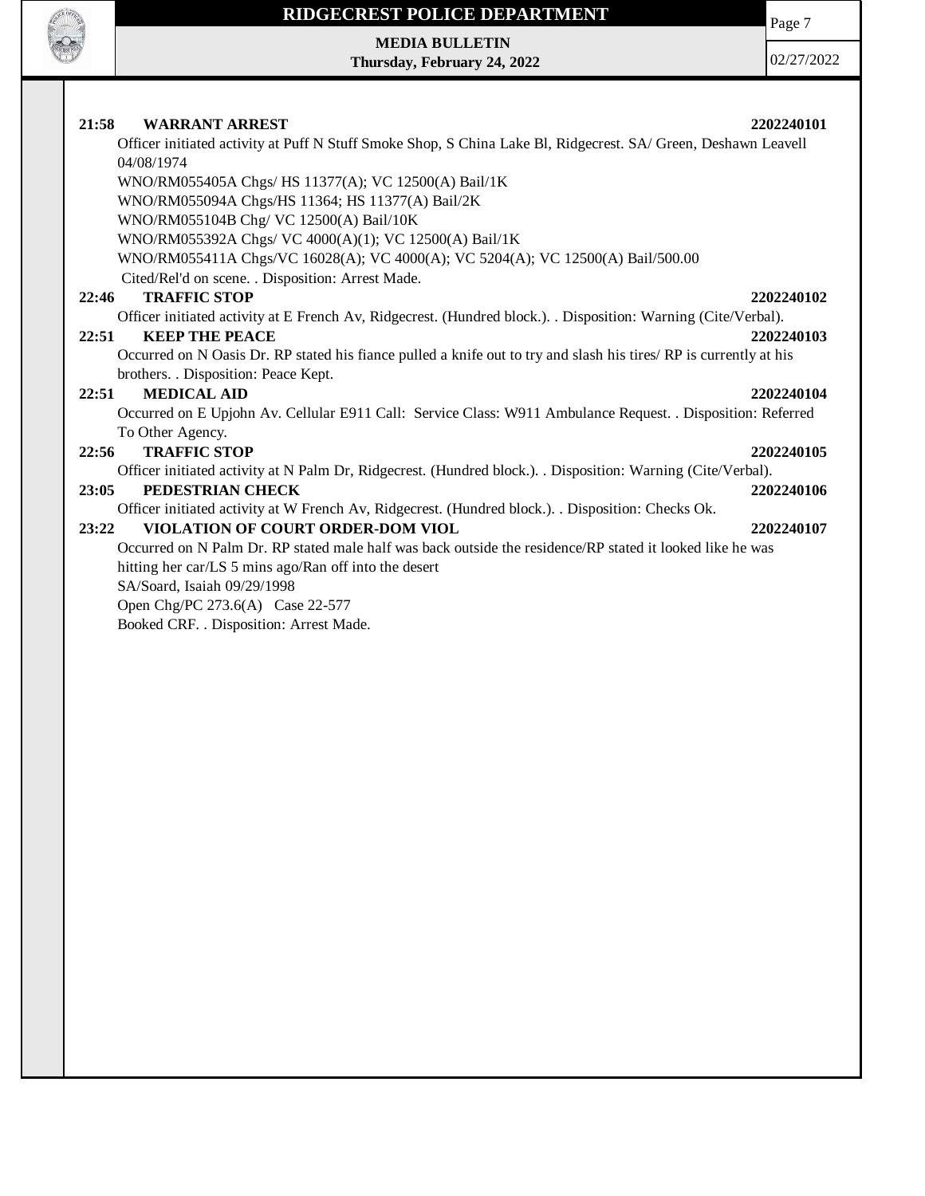**21:58 WARRANT ARREST** **2202240101**

Officer initiated activity at Puff N Stuff Smoke Shop, S China Lake Bl, Ridgecrest. SA/ Green, Deshawn Leavell 04/08/1974

WNO/RM055405A Chgs/ HS 11377(A); VC 12500(A) Bail/1K

WNO/RM055094A Chgs/HS 11364; HS 11377(A) Bail/2K

WNO/RM055104B Chg/ VC 12500(A) Bail/10K

WNO/RM055392A Chgs/ VC 4000(A)(1); VC 12500(A) Bail/1K

WNO/RM055411A Chgs/VC 16028(A); VC 4000(A); VC 5204(A); VC 12500(A) Bail/500.00

Cited/Rel'd on scene. . Disposition: Arrest Made.

**22:46 TRAFFIC STOP** **2202240102**

Officer initiated activity at E French Av, Ridgecrest. (Hundred block.). . Disposition: Warning (Cite/Verbal).

**22:51 KEEP THE PEACE** **2202240103**

Occurred on N Oasis Dr. RP stated his fiance pulled a knife out to try and slash his tires/ RP is currently at his brothers. . Disposition: Peace Kept.

**22:51 MEDICAL AID** **2202240104**

Occurred on E Upjohn Av. Cellular E911 Call: Service Class: W911 Ambulance Request. . Disposition: Referred To Other Agency.

**22:56 TRAFFIC STOP** **2202240105**

Officer initiated activity at N Palm Dr, Ridgecrest. (Hundred block.). . Disposition: Warning (Cite/Verbal).

**23:05 PEDESTRIAN CHECK** **2202240106**

Officer initiated activity at W French Av, Ridgecrest. (Hundred block.). . Disposition: Checks Ok.

**23:22 VIOLATION OF COURT ORDER-DOM VIOL** **2202240107**

Occurred on N Palm Dr. RP stated male half was back outside the residence/RP stated it looked like he was hitting her car/LS 5 mins ago/Ran off into the desert

SA/Soard, Isaiah 09/29/1998

Open Chg/PC 273.6(A) Case 22-577

Booked CRF. . Disposition: Arrest Made.